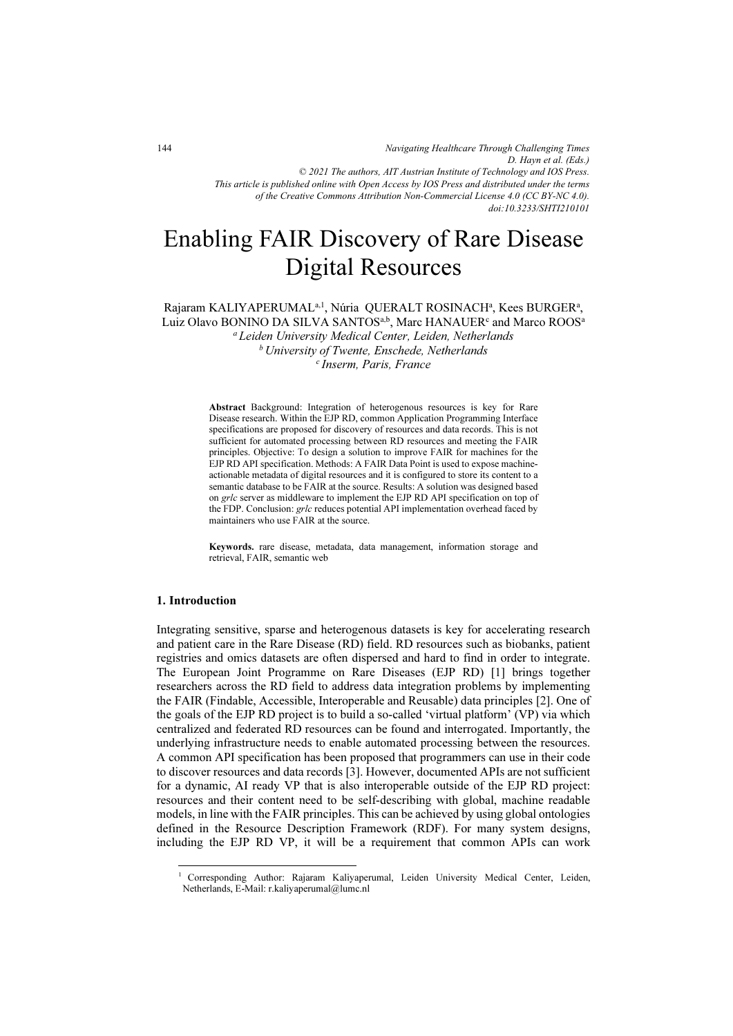# Enabling FAIR Discovery of Rare Disease Digital Resources

Rajaram KALIYAPERUMAL[a,1], Núria QUERALT ROSINACH[a], Kees BURGER[a], Luiz Olavo BONINO DA SILVA SANTOS[a,b], Marc HANAUER[c] and Marco ROOS[a]

[a] *Leiden University Medical Center, Leiden, Netherlands*
[b] *University of Twente, Enschede, Netherlands*
[c] *Inserm, Paris, France*

**Abstract** Background: Integration of heterogenous resources is key for Rare Disease research. Within the EJP RD, common Application Programming Interface specifications are proposed for discovery of resources and data records. This is not sufficient for automated processing between RD resources and meeting the FAIR principles. Objective: To design a solution to improve FAIR for machines for the EJP RD API specification. Methods: A FAIR Data Point is used to expose machine-actionable metadata of digital resources and it is configured to store its content to a semantic database to be FAIR at the source. Results: A solution was designed based on *grlc* server as middleware to implement the EJP RD API specification on top of the FDP. Conclusion: *grlc* reduces potential API implementation overhead faced by maintainers who use FAIR at the source.

**Keywords.** rare disease, metadata, data management, information storage and retrieval, FAIR, semantic web

## 1. Introduction

Integrating sensitive, sparse and heterogenous datasets is key for accelerating research and patient care in the Rare Disease (RD) field. RD resources such as biobanks, patient registries and omics datasets are often dispersed and hard to find in order to integrate. The European Joint Programme on Rare Diseases (EJP RD) [1] brings together researchers across the RD field to address data integration problems by implementing the FAIR (Findable, Accessible, Interoperable and Reusable) data principles [2]. One of the goals of the EJP RD project is to build a so-called 'virtual platform' (VP) via which centralized and federated RD resources can be found and interrogated. Importantly, the underlying infrastructure needs to enable automated processing between the resources. A common API specification has been proposed that programmers can use in their code to discover resources and data records [3]. However, documented APIs are not sufficient for a dynamic, AI ready VP that is also interoperable outside of the EJP RD project: resources and their content need to be self-describing with global, machine readable models, in line with the FAIR principles. This can be achieved by using global ontologies defined in the Resource Description Framework (RDF). For many system designs, including the EJP RD VP, it will be a requirement that common APIs can work

[1] Corresponding Author: Rajaram Kaliyaperumal, Leiden University Medical Center, Leiden, Netherlands, E-Mail: r.kaliyaperumal@lumc.nl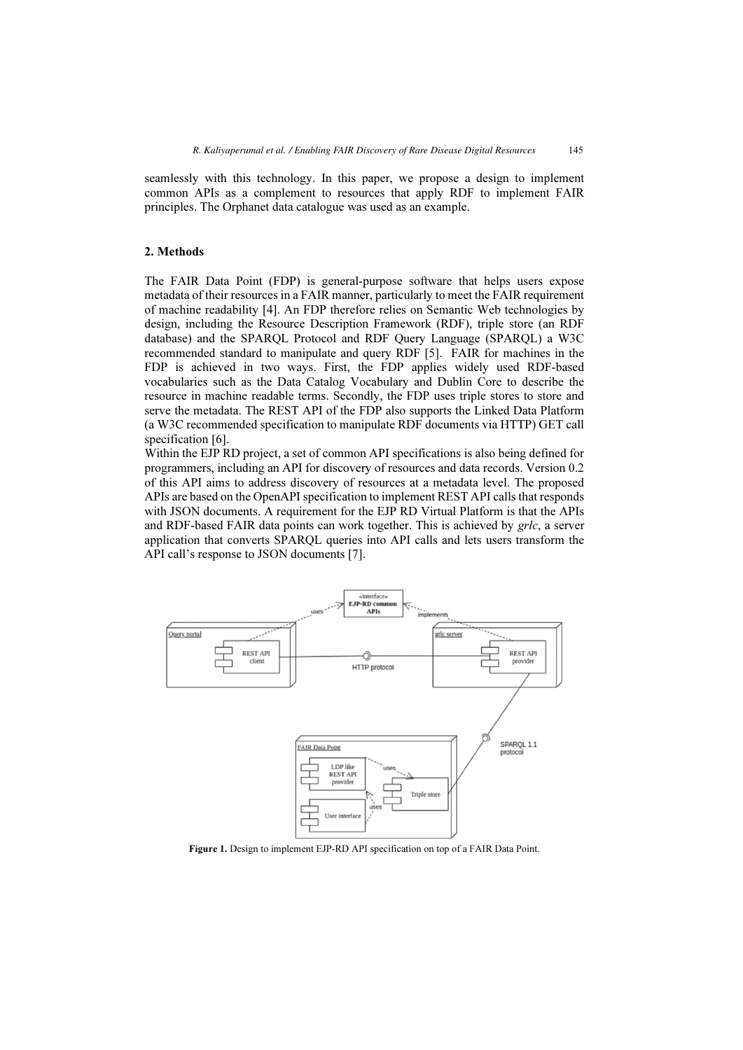seamlessly with this technology. In this paper, we propose a design to implement common APIs as a complement to resources that apply RDF to implement FAIR principles. The Orphanet data catalogue was used as an example.

## 2. Methods

The FAIR Data Point (FDP) is general-purpose software that helps users expose metadata of their resources in a FAIR manner, particularly to meet the FAIR requirement of machine readability [4]. An FDP therefore relies on Semantic Web technologies by design, including the Resource Description Framework (RDF), triple store (an RDF database) and the SPARQL Protocol and RDF Query Language (SPARQL) a W3C recommended standard to manipulate and query RDF [5]. FAIR for machines in the FDP is achieved in two ways. First, the FDP applies widely used RDF-based vocabularies such as the Data Catalog Vocabulary and Dublin Core to describe the resource in machine readable terms. Secondly, the FDP uses triple stores to store and serve the metadata. The REST API of the FDP also supports the Linked Data Platform (a W3C recommended specification to manipulate RDF documents via HTTP) GET call specification [6].

Within the EJP RD project, a set of common API specifications is also being defined for programmers, including an API for discovery of resources and data records. Version 0.2 of this API aims to address discovery of resources at a metadata level. The proposed APIs are based on the OpenAPI specification to implement REST API calls that responds with JSON documents. A requirement for the EJP RD Virtual Platform is that the APIs and RDF-based FAIR data points can work together. This is achieved by *grlc*, a server application that converts SPARQL queries into API calls and lets users transform the API call's response to JSON documents [7].

**Figure 1.** Design to implement EJP-RD API specification on top of a FAIR Data Point.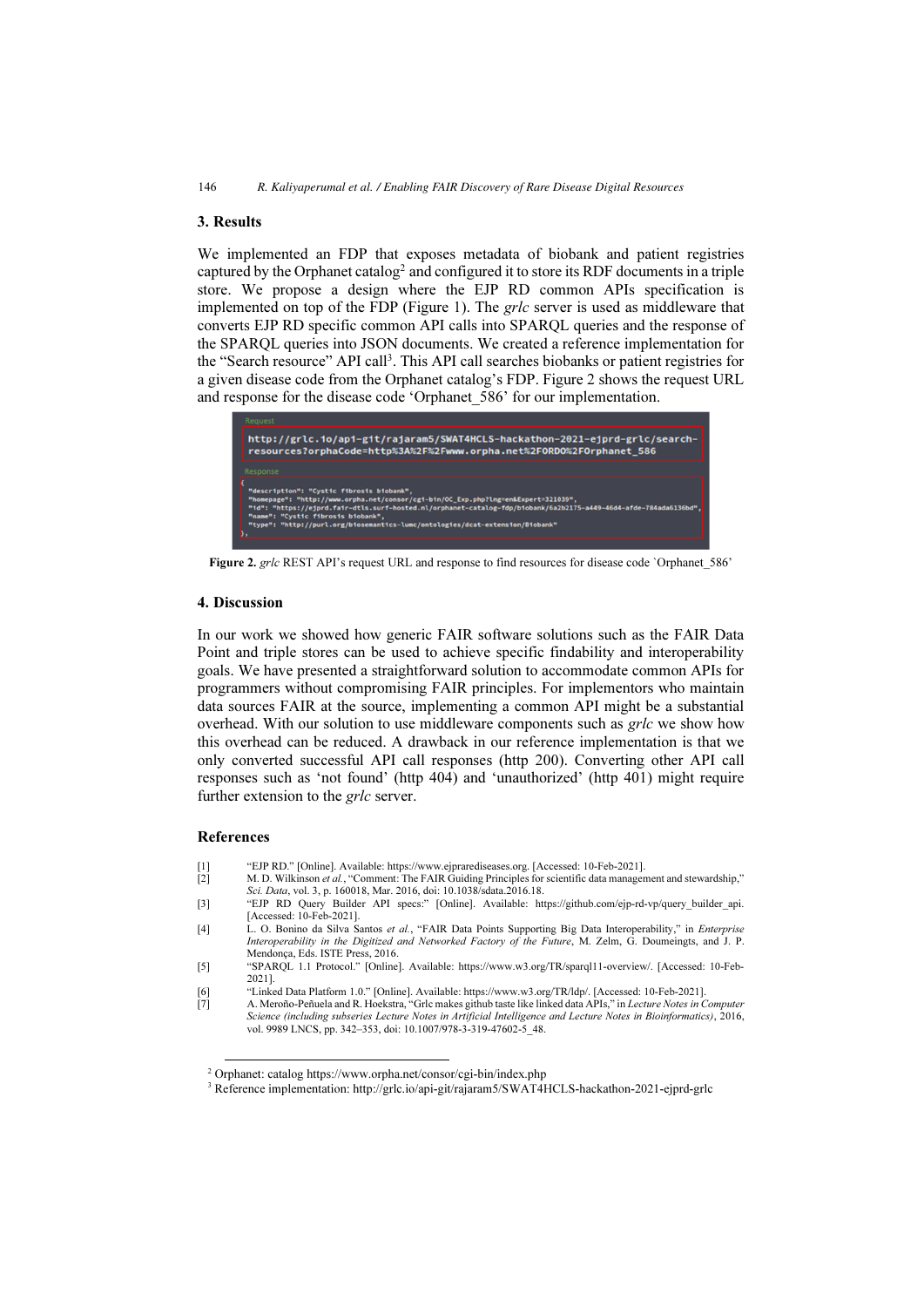## 3. Results

We implemented an FDP that exposes metadata of biobank and patient registries captured by the Orphanet catalog[2] and configured it to store its RDF documents in a triple store. We propose a design where the EJP RD common APIs specification is implemented on top of the FDP (Figure 1). The *grlc* server is used as middleware that converts EJP RD specific common API calls into SPARQL queries and the response of the SPARQL queries into JSON documents. We created a reference implementation for the "Search resource" API call[3]. This API call searches biobanks or patient registries for a given disease code from the Orphanet catalog's FDP. Figure 2 shows the request URL and response for the disease code 'Orphanet_586' for our implementation.

Request

```
http://grlc.io/api-git/rajaram5/SWAT4HCLS-hackathon-2021-ejprd-grlc/search-resources?orphaCode=http%3A%2F%2Fwww.orpha.net%2FORDO%2FOrphanet_586
```

Response

```
{
  "description": "Cystic fibrosis biobank",
  "homepage": "http://www.orpha.net/consor/cgi-bin/OC_Exp.php?lng=en&Expert=321039",
  "id": "https://ejprd.fair-dtls.surf-hosted.nl/orphanet-catalog-fdp/biobank/6a2b2175-a449-46d4-afde-784ada6136bd",
  "name": "Cystic fibrosis biobank",
  "type": "http://purl.org/biosemantics-lumc/ontologies/dcat-extension/Biobank"
},
```

**Figure 2.** *grlc* REST API's request URL and response to find resources for disease code `Orphanet_586'

## 4. Discussion

In our work we showed how generic FAIR software solutions such as the FAIR Data Point and triple stores can be used to achieve specific findability and interoperability goals. We have presented a straightforward solution to accommodate common APIs for programmers without compromising FAIR principles. For implementors who maintain data sources FAIR at the source, implementing a common API might be a substantial overhead. With our solution to use middleware components such as *grlc* we show how this overhead can be reduced. A drawback in our reference implementation is that we only converted successful API call responses (http 200). Converting other API call responses such as 'not found' (http 404) and 'unauthorized' (http 401) might require further extension to the *grlc* server.

## References

[1] "EJP RD." [Online]. Available: https://www.ejprarediseases.org. [Accessed: 10-Feb-2021].

[2] M. D. Wilkinson *et al.*, "Comment: The FAIR Guiding Principles for scientific data management and stewardship," *Sci. Data*, vol. 3, p. 160018, Mar. 2016, doi: 10.1038/sdata.2016.18.

[3] "EJP RD Query Builder API specs:" [Online]. Available: https://github.com/ejp-rd-vp/query_builder_api. [Accessed: 10-Feb-2021].

[4] L. O. Bonino da Silva Santos *et al.*, "FAIR Data Points Supporting Big Data Interoperability," in *Enterprise Interoperability in the Digitized and Networked Factory of the Future*, M. Zelm, G. Doumeingts, and J. P. Mendonça, Eds. ISTE Press, 2016.

[5] "SPARQL 1.1 Protocol." [Online]. Available: https://www.w3.org/TR/sparql11-overview/. [Accessed: 10-Feb-2021].

[6] "Linked Data Platform 1.0." [Online]. Available: https://www.w3.org/TR/ldp/. [Accessed: 10-Feb-2021].

[7] A. Meroño-Peñuela and R. Hoekstra, "Grlc makes github taste like linked data APIs," in *Lecture Notes in Computer Science (including subseries Lecture Notes in Artificial Intelligence and Lecture Notes in Bioinformatics)*, 2016, vol. 9989 LNCS, pp. 342–353, doi: 10.1007/978-3-319-47602-5_48.

---

[2] Orphanet: catalog https://www.orpha.net/consor/cgi-bin/index.php

[3] Reference implementation: http://grlc.io/api-git/rajaram5/SWAT4HCLS-hackathon-2021-ejprd-grlc